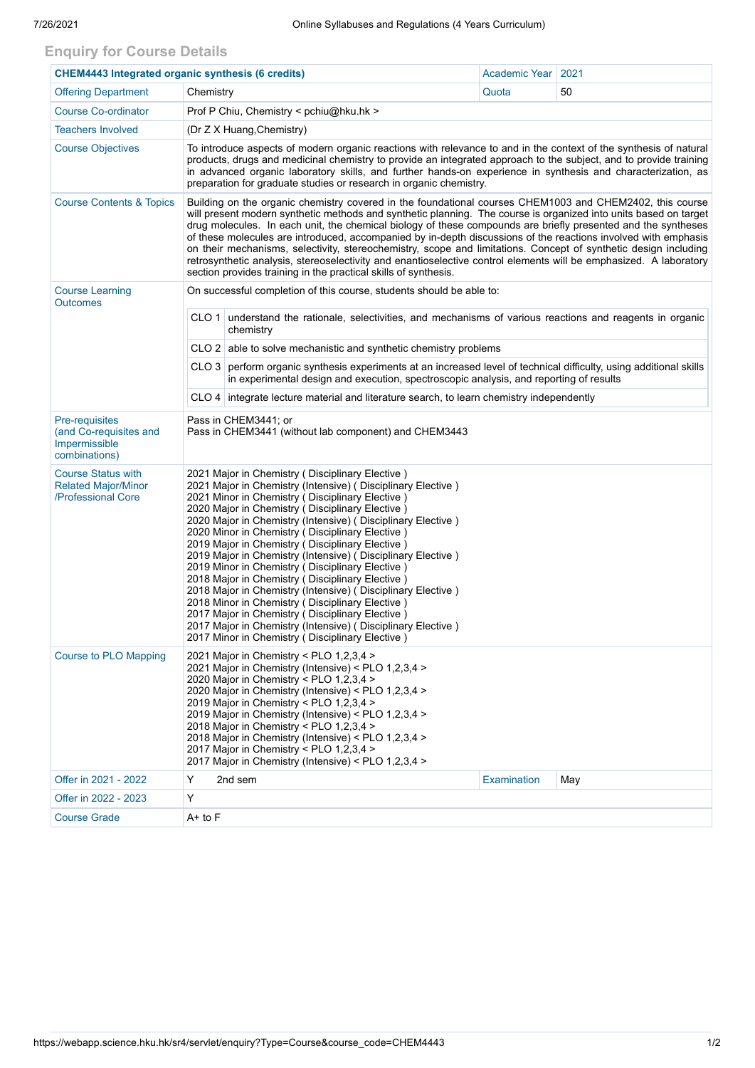## Enquiry for Course Details

| CHEM4443 Integrated organic synthesis (6 credits) | | Academic Year | 2021 |
|---|---|---|---|
| Offering Department | Chemistry | Quota | 50 |
| Course Co-ordinator | Prof P Chiu, Chemistry < pchiu@hku.hk > | | |
| Teachers Involved | (Dr Z X Huang,Chemistry) | | |
| Course Objectives | To introduce aspects of modern organic reactions with relevance to and in the context of the synthesis of natural products, drugs and medicinal chemistry to provide an integrated approach to the subject, and to provide training in advanced organic laboratory skills, and further hands-on experience in synthesis and characterization, as preparation for graduate studies or research in organic chemistry. | | |
| Course Contents & Topics | Building on the organic chemistry covered in the foundational courses CHEM1003 and CHEM2402, this course will present modern synthetic methods and synthetic planning. The course is organized into units based on target drug molecules. In each unit, the chemical biology of these compounds are briefly presented and the syntheses of these molecules are introduced, accompanied by in-depth discussions of the reactions involved with emphasis on their mechanisms, selectivity, stereochemistry, scope and limitations. Concept of synthetic design including retrosynthetic analysis, stereoselectivity and enantioselective control elements will be emphasized. A laboratory section provides training in the practical skills of synthesis. | | |
| Course Learning Outcomes | On successful completion of this course, students should be able to:<br>CLO 1 understand the rationale, selectivities, and mechanisms of various reactions and reagents in organic chemistry<br>CLO 2 able to solve mechanistic and synthetic chemistry problems<br>CLO 3 perform organic synthesis experiments at an increased level of technical difficulty, using additional skills in experimental design and execution, spectroscopic analysis, and reporting of results<br>CLO 4 integrate lecture material and literature search, to learn chemistry independently | | |
| Pre-requisites (and Co-requisites and Impermissible combinations) | Pass in CHEM3441; or<br>Pass in CHEM3441 (without lab component) and CHEM3443 | | |
| Course Status with Related Major/Minor /Professional Core | 2021 Major in Chemistry ( Disciplinary Elective )<br>2021 Major in Chemistry (Intensive) ( Disciplinary Elective )<br>2021 Minor in Chemistry ( Disciplinary Elective )<br>2020 Major in Chemistry ( Disciplinary Elective )<br>2020 Major in Chemistry (Intensive) ( Disciplinary Elective )<br>2020 Minor in Chemistry ( Disciplinary Elective )<br>2019 Major in Chemistry ( Disciplinary Elective )<br>2019 Major in Chemistry (Intensive) ( Disciplinary Elective )<br>2019 Minor in Chemistry ( Disciplinary Elective )<br>2018 Major in Chemistry ( Disciplinary Elective )<br>2018 Major in Chemistry (Intensive) ( Disciplinary Elective )<br>2018 Minor in Chemistry ( Disciplinary Elective )<br>2017 Major in Chemistry ( Disciplinary Elective )<br>2017 Major in Chemistry (Intensive) ( Disciplinary Elective )<br>2017 Minor in Chemistry ( Disciplinary Elective ) | | |
| Course to PLO Mapping | 2021 Major in Chemistry < PLO 1,2,3,4 ><br>2021 Major in Chemistry (Intensive) < PLO 1,2,3,4 ><br>2020 Major in Chemistry < PLO 1,2,3,4 ><br>2020 Major in Chemistry (Intensive) < PLO 1,2,3,4 ><br>2019 Major in Chemistry < PLO 1,2,3,4 ><br>2019 Major in Chemistry (Intensive) < PLO 1,2,3,4 ><br>2018 Major in Chemistry < PLO 1,2,3,4 ><br>2018 Major in Chemistry (Intensive) < PLO 1,2,3,4 ><br>2017 Major in Chemistry < PLO 1,2,3,4 ><br>2017 Major in Chemistry (Intensive) < PLO 1,2,3,4 > | | |
| Offer in 2021 - 2022 | Y 2nd sem | Examination | May |
| Offer in 2022 - 2023 | Y | | |
| Course Grade | A+ to F | | |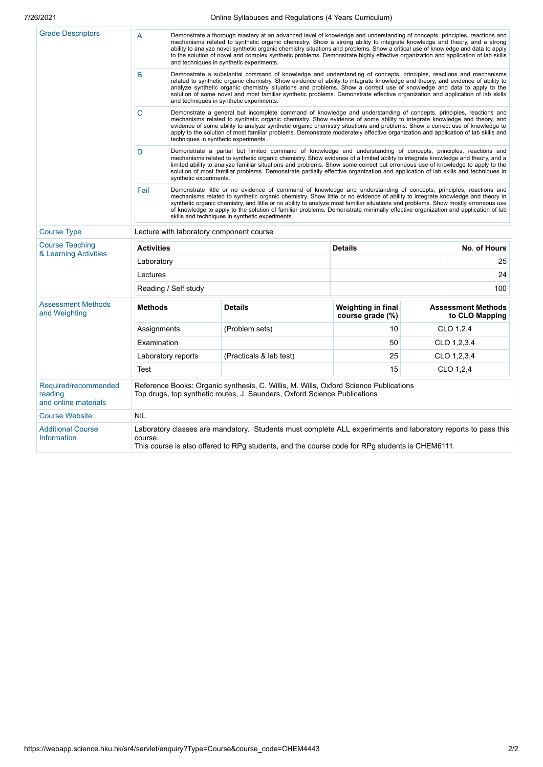| | |
|---|---|
| Grade Descriptors | **A** Demonstrate a thorough mastery at an advanced level of knowledge and understanding of concepts, principles, reactions and mechanisms related to synthetic organic chemistry. Show a strong ability to integrate knowledge and theory, and a strong ability to analyze novel synthetic organic chemistry situations and problems. Show a critical use of knowledge and data to apply to the solution of novel and complex synthetic problems. Demonstrate highly effective organization and application of lab skills and techniques in synthetic experiments. |
| | **B** Demonstrate a substantial command of knowledge and understanding of concepts, principles, reactions and mechanisms related to synthetic organic chemistry. Show evidence of ability to integrate knowledge and theory, and evidence of ability to analyze synthetic organic chemistry situations and problems. Show a correct use of knowledge and data to apply to the solution of some novel and most familiar synthetic problems. Demonstrate effective organization and application of lab skills and techniques in synthetic experiments. |
| | **C** Demonstrate a general but incomplete command of knowledge and understanding of concepts, principles, reactions and mechanisms related to synthetic organic chemistry. Show evidence of some ability to integrate knowledge and theory, and evidence of some ability to analyze synthetic organic chemistry situations and problems. Show a correct use of knowledge to apply to the solution of most familiar problems. Demonstrate moderately effective organization and application of lab skills and techniques in synthetic experiments. |
| | **D** Demonstrate a partial but limited command of knowledge and understanding of concepts, principles, reactions and mechanisms related to synthetic organic chemistry. Show evidence of a limited ability to integrate knowledge and theory, and a limited ability to analyze familiar situations and problems. Show some correct but erroneous use of knowledge to apply to the solution of most familiar problems. Demonstrate partially effective organization and application of lab skills and techniques in synthetic experiments. |
| | **Fail** Demonstrate little or no evidence of command of knowledge and understanding of concepts, principles, reactions and mechanisms related to synthetic organic chemistry. Show little or no evidence of ability to integrate knowledge and theory in synthetic organic chemistry, and little or no ability to analyze most familiar situations and problems. Show mostly erroneous use of knowledge to apply to the solution of familiar problems. Demonstrate minimally effective organization and application of lab skills and techniques in synthetic experiments. |
| Course Type | Lecture with laboratory component course |

**Course Teaching & Learning Activities**

| Activities | Details | No. of Hours |
|---|---|---|
| Laboratory | | 25 |
| Lectures | | 24 |
| Reading / Self study | | 100 |

**Assessment Methods and Weighting**

| Methods | Details | Weighting in final course grade (%) | Assessment Methods to CLO Mapping |
|---|---|---|---|
| Assignments | (Problem sets) | 10 | CLO 1,2,4 |
| Examination | | 50 | CLO 1,2,3,4 |
| Laboratory reports | (Practicals & lab test) | 25 | CLO 1,2,3,4 |
| Test | | 15 | CLO 1,2,4 |

| | |
|---|---|
| Required/recommended reading and online materials | Reference Books: Organic synthesis, C. Willis, M. Wills, Oxford Science Publications<br>Top drugs, top synthetic routes, J. Saunders, Oxford Science Publications |
| Course Website | NIL |
| Additional Course Information | Laboratory classes are mandatory. Students must complete ALL experiments and laboratory reports to pass this course.<br>This course is also offered to RPg students, and the course code for RPg students is CHEM6111. |